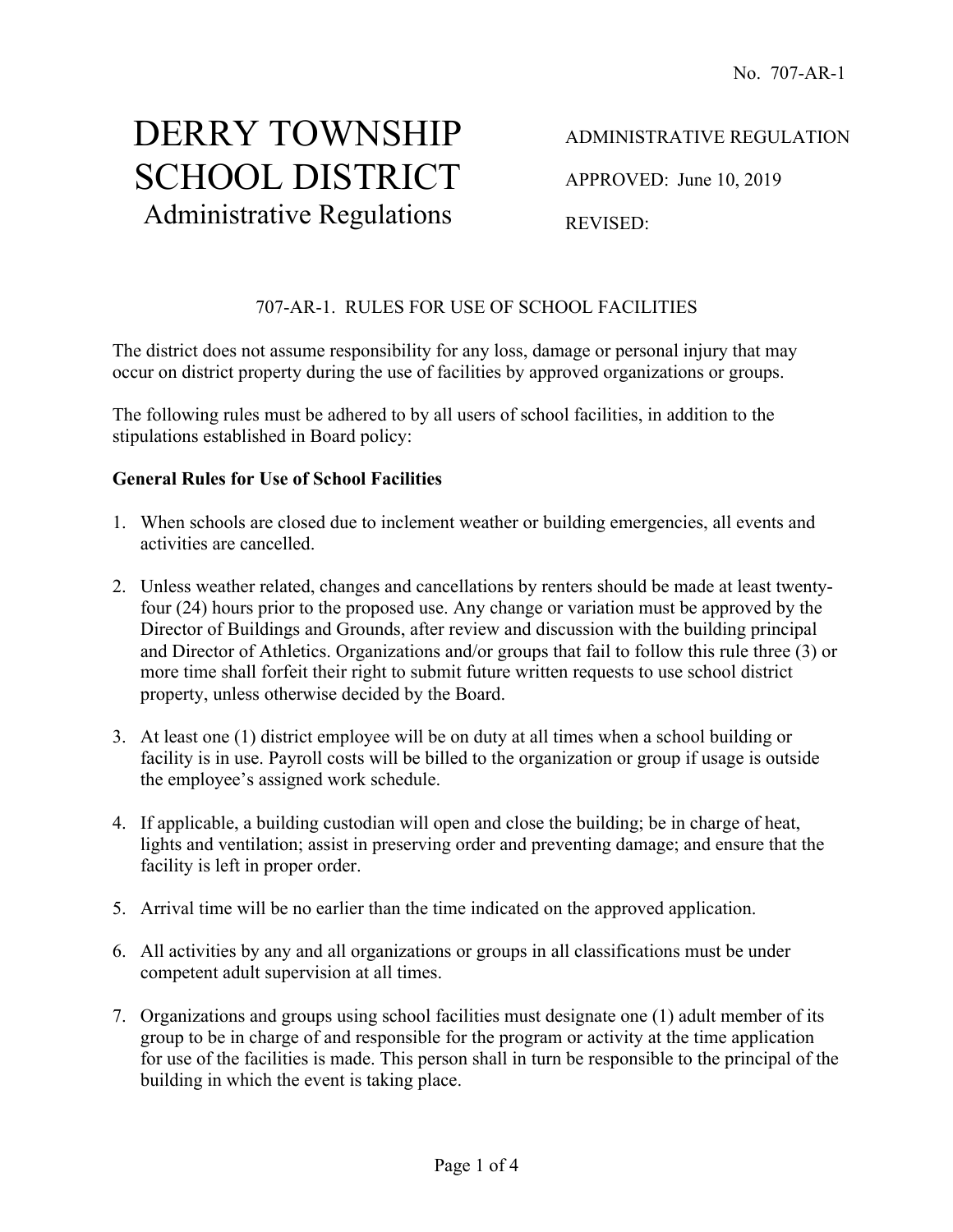No. 707-AR-1

# DERRY TOWNSHIP SCHOOL DISTRICT
Administrative Regulations

ADMINISTRATIVE REGULATION

APPROVED: June 10, 2019

REVISED:

## 707-AR-1. RULES FOR USE OF SCHOOL FACILITIES

The district does not assume responsibility for any loss, damage or personal injury that may occur on district property during the use of facilities by approved organizations or groups.

The following rules must be adhered to by all users of school facilities, in addition to the stipulations established in Board policy:

**General Rules for Use of School Facilities**

1. When schools are closed due to inclement weather or building emergencies, all events and activities are cancelled.

2. Unless weather related, changes and cancellations by renters should be made at least twenty-four (24) hours prior to the proposed use. Any change or variation must be approved by the Director of Buildings and Grounds, after review and discussion with the building principal and Director of Athletics. Organizations and/or groups that fail to follow this rule three (3) or more time shall forfeit their right to submit future written requests to use school district property, unless otherwise decided by the Board.

3. At least one (1) district employee will be on duty at all times when a school building or facility is in use. Payroll costs will be billed to the organization or group if usage is outside the employee's assigned work schedule.

4. If applicable, a building custodian will open and close the building; be in charge of heat, lights and ventilation; assist in preserving order and preventing damage; and ensure that the facility is left in proper order.

5. Arrival time will be no earlier than the time indicated on the approved application.

6. All activities by any and all organizations or groups in all classifications must be under competent adult supervision at all times.

7. Organizations and groups using school facilities must designate one (1) adult member of its group to be in charge of and responsible for the program or activity at the time application for use of the facilities is made. This person shall in turn be responsible to the principal of the building in which the event is taking place.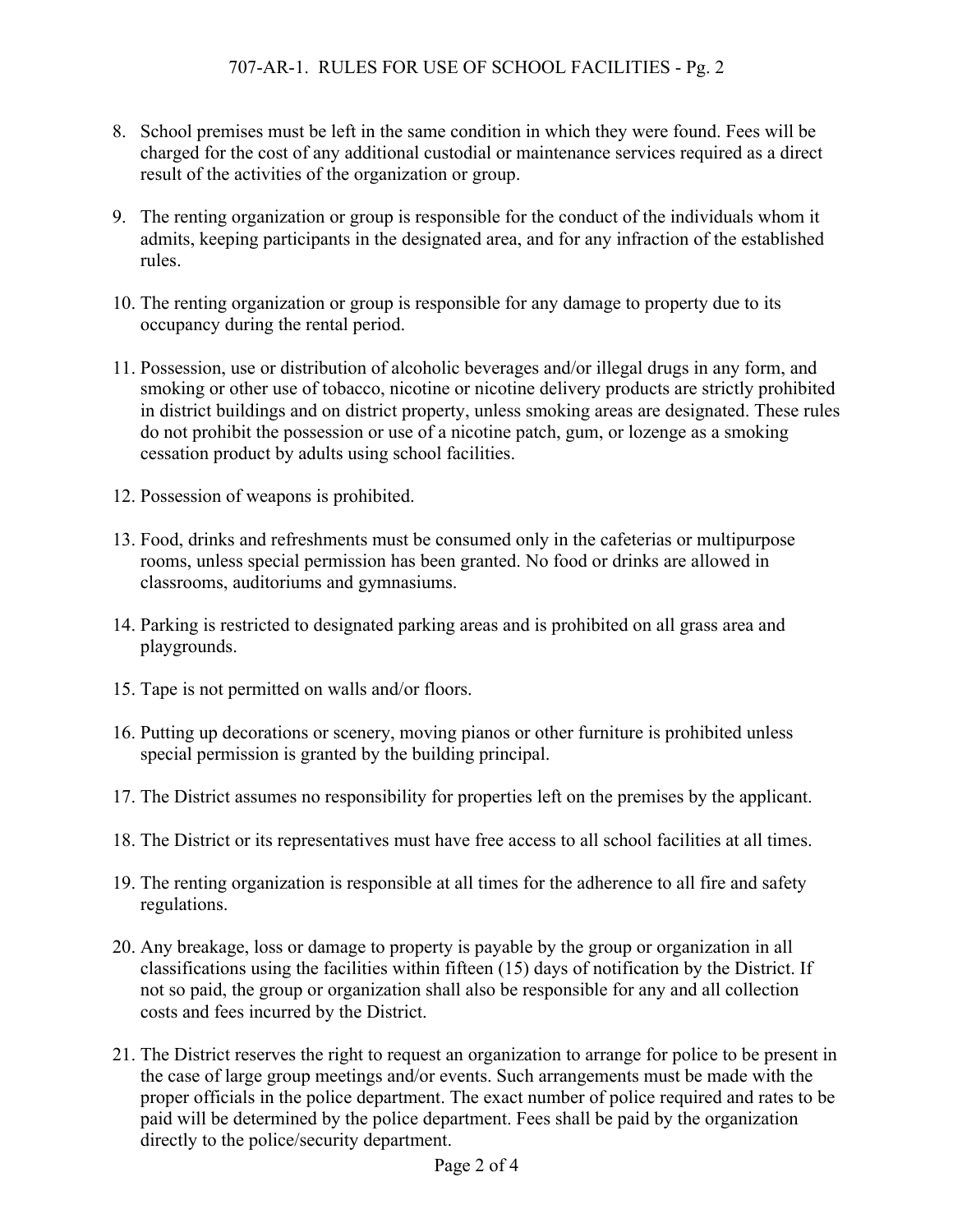8. School premises must be left in the same condition in which they were found. Fees will be charged for the cost of any additional custodial or maintenance services required as a direct result of the activities of the organization or group.

9. The renting organization or group is responsible for the conduct of the individuals whom it admits, keeping participants in the designated area, and for any infraction of the established rules.

10. The renting organization or group is responsible for any damage to property due to its occupancy during the rental period.

11. Possession, use or distribution of alcoholic beverages and/or illegal drugs in any form, and smoking or other use of tobacco, nicotine or nicotine delivery products are strictly prohibited in district buildings and on district property, unless smoking areas are designated. These rules do not prohibit the possession or use of a nicotine patch, gum, or lozenge as a smoking cessation product by adults using school facilities.

12. Possession of weapons is prohibited.

13. Food, drinks and refreshments must be consumed only in the cafeterias or multipurpose rooms, unless special permission has been granted. No food or drinks are allowed in classrooms, auditoriums and gymnasiums.

14. Parking is restricted to designated parking areas and is prohibited on all grass area and playgrounds.

15. Tape is not permitted on walls and/or floors.

16. Putting up decorations or scenery, moving pianos or other furniture is prohibited unless special permission is granted by the building principal.

17. The District assumes no responsibility for properties left on the premises by the applicant.

18. The District or its representatives must have free access to all school facilities at all times.

19. The renting organization is responsible at all times for the adherence to all fire and safety regulations.

20. Any breakage, loss or damage to property is payable by the group or organization in all classifications using the facilities within fifteen (15) days of notification by the District. If not so paid, the group or organization shall also be responsible for any and all collection costs and fees incurred by the District.

21. The District reserves the right to request an organization to arrange for police to be present in the case of large group meetings and/or events. Such arrangements must be made with the proper officials in the police department. The exact number of police required and rates to be paid will be determined by the police department. Fees shall be paid by the organization directly to the police/security department.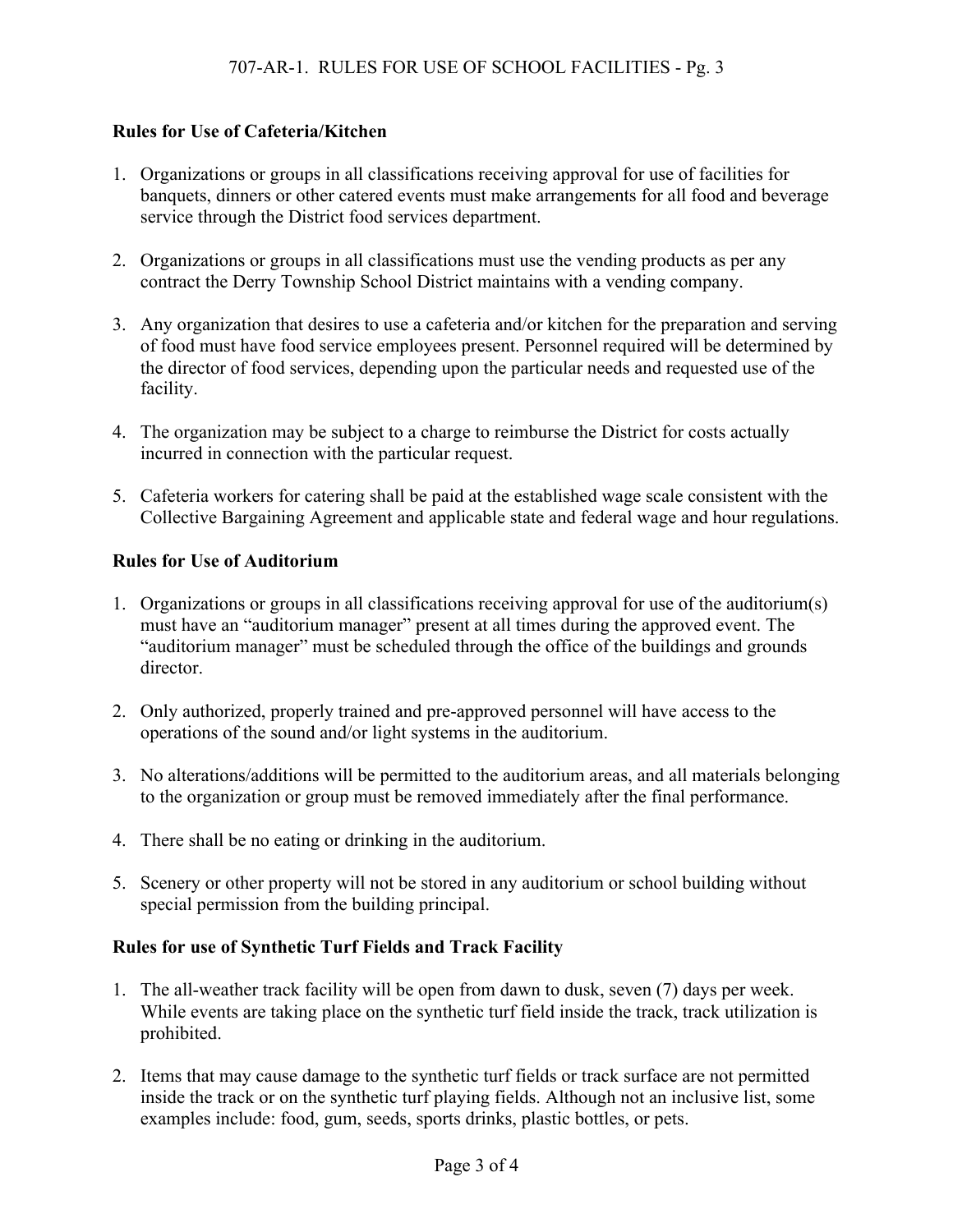**Rules for Use of Cafeteria/Kitchen**

1. Organizations or groups in all classifications receiving approval for use of facilities for banquets, dinners or other catered events must make arrangements for all food and beverage service through the District food services department.

2. Organizations or groups in all classifications must use the vending products as per any contract the Derry Township School District maintains with a vending company.

3. Any organization that desires to use a cafeteria and/or kitchen for the preparation and serving of food must have food service employees present. Personnel required will be determined by the director of food services, depending upon the particular needs and requested use of the facility.

4. The organization may be subject to a charge to reimburse the District for costs actually incurred in connection with the particular request.

5. Cafeteria workers for catering shall be paid at the established wage scale consistent with the Collective Bargaining Agreement and applicable state and federal wage and hour regulations.

**Rules for Use of Auditorium**

1. Organizations or groups in all classifications receiving approval for use of the auditorium(s) must have an "auditorium manager" present at all times during the approved event. The "auditorium manager" must be scheduled through the office of the buildings and grounds director.

2. Only authorized, properly trained and pre-approved personnel will have access to the operations of the sound and/or light systems in the auditorium.

3. No alterations/additions will be permitted to the auditorium areas, and all materials belonging to the organization or group must be removed immediately after the final performance.

4. There shall be no eating or drinking in the auditorium.

5. Scenery or other property will not be stored in any auditorium or school building without special permission from the building principal.

**Rules for use of Synthetic Turf Fields and Track Facility**

1. The all-weather track facility will be open from dawn to dusk, seven (7) days per week. While events are taking place on the synthetic turf field inside the track, track utilization is prohibited.

2. Items that may cause damage to the synthetic turf fields or track surface are not permitted inside the track or on the synthetic turf playing fields. Although not an inclusive list, some examples include: food, gum, seeds, sports drinks, plastic bottles, or pets.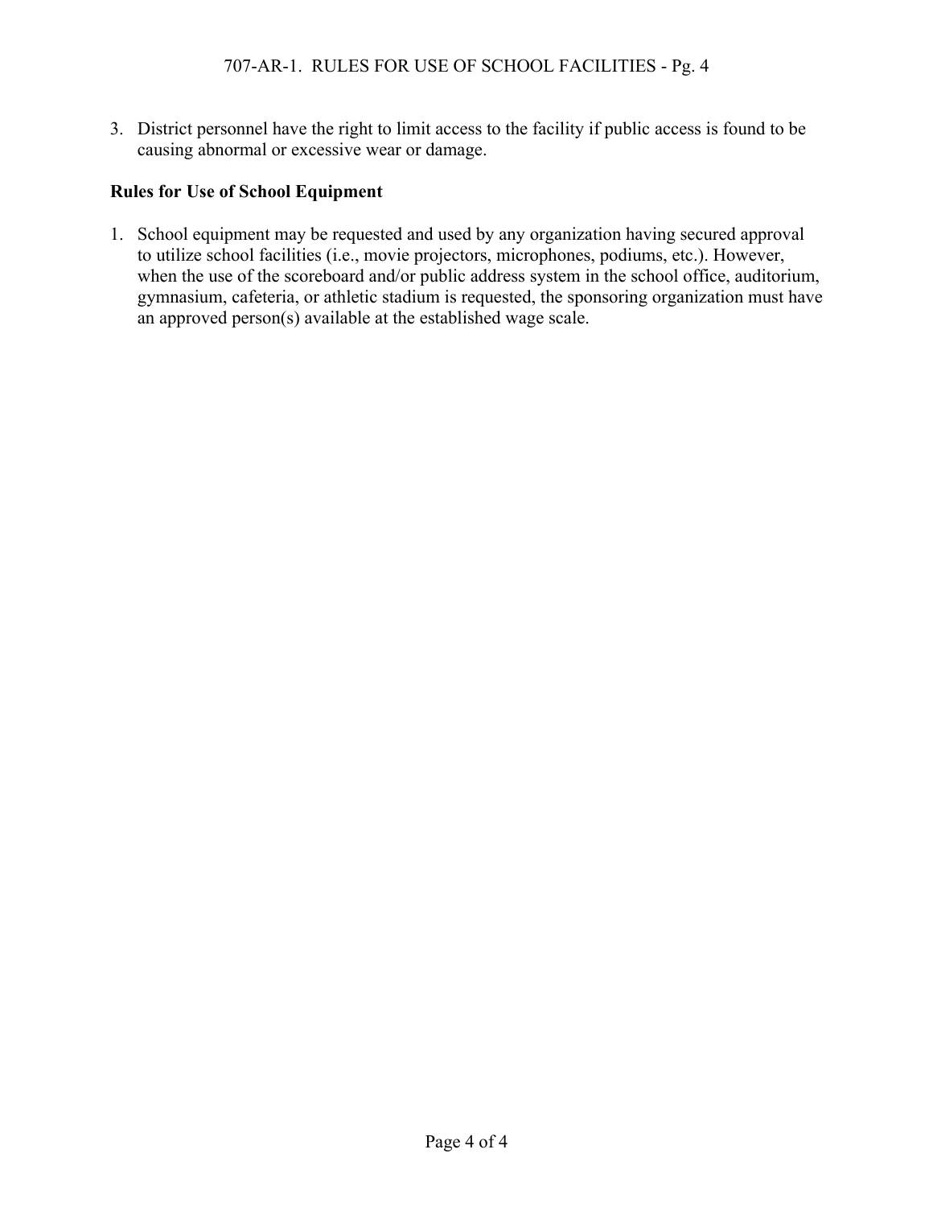3. District personnel have the right to limit access to the facility if public access is found to be causing abnormal or excessive wear or damage.

**Rules for Use of School Equipment**

1. School equipment may be requested and used by any organization having secured approval to utilize school facilities (i.e., movie projectors, microphones, podiums, etc.). However, when the use of the scoreboard and/or public address system in the school office, auditorium, gymnasium, cafeteria, or athletic stadium is requested, the sponsoring organization must have an approved person(s) available at the established wage scale.